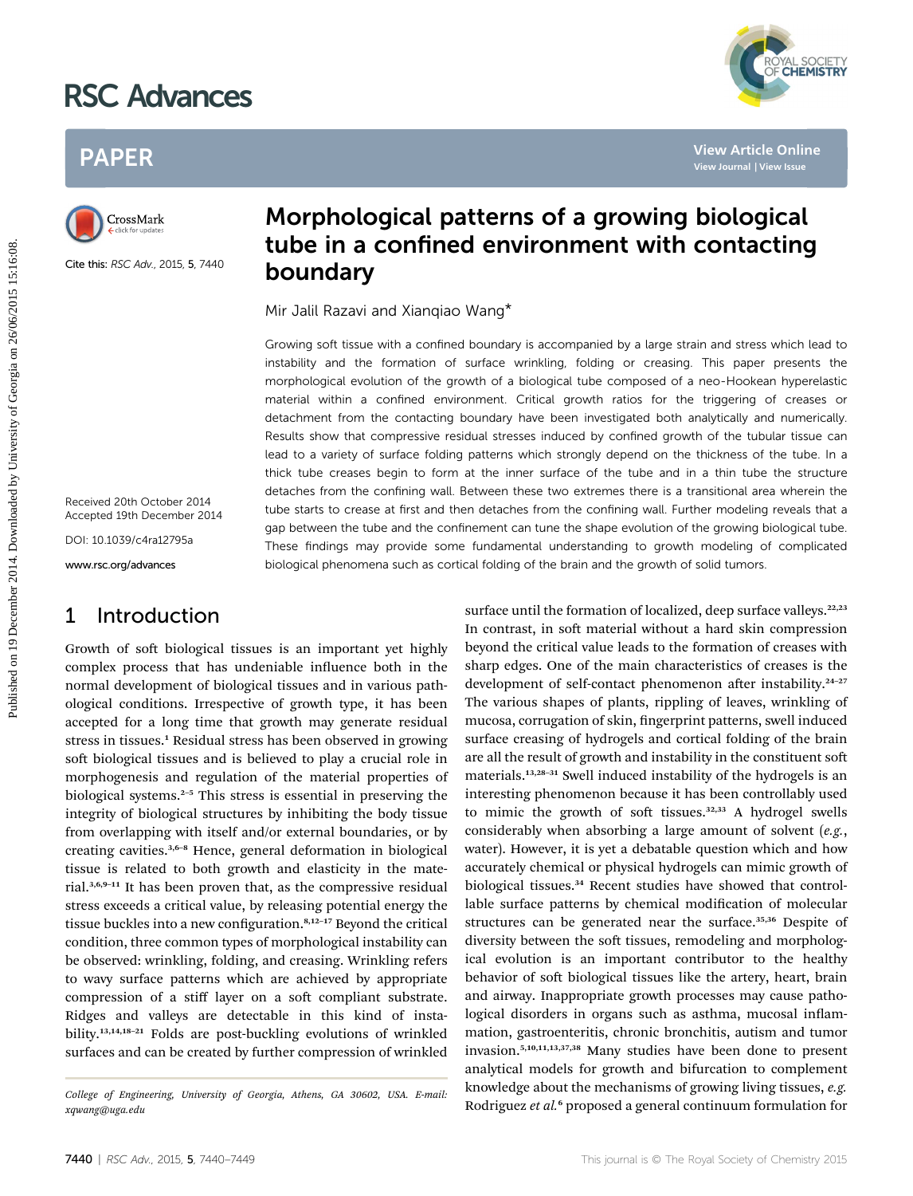# Morphological patterns of a growing biological tube in a confined environment with contacting boundary

Mir Jalil Razavi and Xianqiao Wang*

Cite this: *RSC Adv.*, 2015, **5**, 7440

Received 20th October 2014
Accepted 19th December 2014

DOI: 10.1039/c4ra12795a

www.rsc.org/advances

Growing soft tissue with a confined boundary is accompanied by a large strain and stress which lead to instability and the formation of surface wrinkling, folding or creasing. This paper presents the morphological evolution of the growth of a biological tube composed of a neo-Hookean hyperelastic material within a confined environment. Critical growth ratios for the triggering of creases or detachment from the contacting boundary have been investigated both analytically and numerically. Results show that compressive residual stresses induced by confined growth of the tubular tissue can lead to a variety of surface folding patterns which strongly depend on the thickness of the tube. In a thick tube creases begin to form at the inner surface of the tube and in a thin tube the structure detaches from the confining wall. Between these two extremes there is a transitional area wherein the tube starts to crease at first and then detaches from the confining wall. Further modeling reveals that a gap between the tube and the confinement can tune the shape evolution of the growing biological tube. These findings may provide some fundamental understanding to growth modeling of complicated biological phenomena such as cortical folding of the brain and the growth of solid tumors.

## 1 Introduction

Growth of soft biological tissues is an important yet highly complex process that has undeniable influence both in the normal development of biological tissues and in various pathological conditions. Irrespective of growth type, it has been accepted for a long time that growth may generate residual stress in tissues.[1] Residual stress has been observed in growing soft biological tissues and is believed to play a crucial role in morphogenesis and regulation of the material properties of biological systems.[2–5] This stress is essential in preserving the integrity of biological structures by inhibiting the body tissue from overlapping with itself and/or external boundaries, or by creating cavities.[3,6–8] Hence, general deformation in biological tissue is related to both growth and elasticity in the material.[3,6,9–11] It has been proven that, as the compressive residual stress exceeds a critical value, by releasing potential energy the tissue buckles into a new configuration.[8,12–17] Beyond the critical condition, three common types of morphological instability can be observed: wrinkling, folding, and creasing. Wrinkling refers to wavy surface patterns which are achieved by appropriate compression of a stiff layer on a soft compliant substrate. Ridges and valleys are detectable in this kind of instability.[13,14,18–21] Folds are post-buckling evolutions of wrinkled surfaces and can be created by further compression of wrinkled surface until the formation of localized, deep surface valleys.[22,23] In contrast, in soft material without a hard skin compression beyond the critical value leads to the formation of creases with sharp edges. One of the main characteristics of creases is the development of self-contact phenomenon after instability.[24–27] The various shapes of plants, rippling of leaves, wrinkling of mucosa, corrugation of skin, fingerprint patterns, swell induced surface creasing of hydrogels and cortical folding of the brain are all the result of growth and instability in the constituent soft materials.[13,28–31] Swell induced instability of the hydrogels is an interesting phenomenon because it has been controllably used to mimic the growth of soft tissues.[32,33] A hydrogel swells considerably when absorbing a large amount of solvent (*e.g.*, water). However, it is yet a debatable question which and how accurately chemical or physical hydrogels can mimic growth of biological tissues.[34] Recent studies have showed that controllable surface patterns by chemical modification of molecular structures can be generated near the surface.[35,36] Despite of diversity between the soft tissues, remodeling and morphological evolution is an important contributor to the healthy behavior of soft biological tissues like the artery, heart, brain and airway. Inappropriate growth processes may cause pathological disorders in organs such as asthma, mucosal inflammation, gastroenteritis, chronic bronchitis, autism and tumor invasion.[5,10,11,13,37,38] Many studies have been done to present analytical models for growth and bifurcation to complement knowledge about the mechanisms of growing living tissues, *e.g.* Rodriguez *et al.*[6] proposed a general continuum formulation for

College of Engineering, University of Georgia, Athens, GA 30602, USA. E-mail: xqwang@uga.edu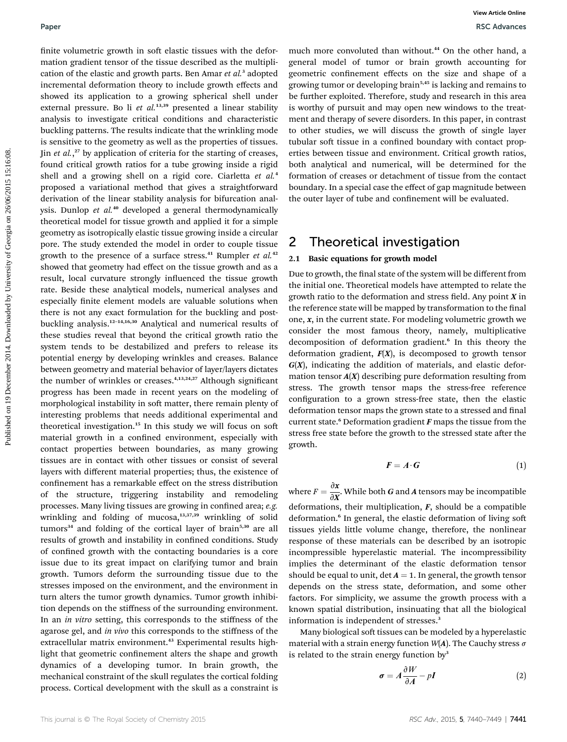finite volumetric growth in soft elastic tissues with the deformation gradient tensor of the tissue described as the multiplication of the elastic and growth parts. Ben Amar *et al.*[3] adopted incremental deformation theory to include growth effects and showed its application to a growing spherical shell under external pressure. Bo li *et al.*[13,39] presented a linear stability analysis to investigate critical conditions and characteristic buckling patterns. The results indicate that the wrinkling mode is sensitive to the geometry as well as the properties of tissues. Jin *et al.*,[27] by application of criteria for the starting of creases, found critical growth ratios for a tube growing inside a rigid shell and a growing shell on a rigid core. Ciarletta *et al.*[4] proposed a variational method that gives a straightforward derivation of the linear stability analysis for bifurcation analysis. Dunlop *et al.*[40] developed a general thermodynamically theoretical model for tissue growth and applied it for a simple geometry as isotropically elastic tissue growing inside a circular pore. The study extended the model in order to couple tissue growth to the presence of a surface stress.[41] Rumpler *et al.*[42] showed that geometry had effect on the tissue growth and as a result, local curvature strongly influenced the tissue growth rate. Beside these analytical models, numerical analyses and especially finite element models are valuable solutions when there is not any exact formulation for the buckling and post-buckling analysis.[12–14,16,30] Analytical and numerical results of these studies reveal that beyond the critical growth ratio the system tends to be destabilized and prefers to release its potential energy by developing wrinkles and creases. Balance between geometry and material behavior of layer/layers dictates the number of wrinkles or creases.[4,13,24,27] Although significant progress has been made in recent years on the modeling of morphological instability in soft matter, there remain plenty of interesting problems that needs additional experimental and theoretical investigation.[15] In this study we will focus on soft material growth in a confined environment, especially with contact properties between boundaries, as many growing tissues are in contact with other tissues or consist of several layers with different material properties; thus, the existence of confinement has a remarkable effect on the stress distribution of the structure, triggering instability and remodeling processes. Many living tissues are growing in confined area; *e.g.* wrinkling and folding of mucosa,[13,37,39] wrinkling of solid tumors[34] and folding of the cortical layer of brain[5,30] are all results of growth and instability in confined conditions. Study of confined growth with the contacting boundaries is a core issue due to its great impact on clarifying tumor and brain growth. Tumors deform the surrounding tissue due to the stresses imposed on the environment, and the environment in turn alters the tumor growth dynamics. Tumor growth inhibition depends on the stiffness of the surrounding environment. In an *in vitro* setting, this corresponds to the stiffness of the agarose gel, and *in vivo* this corresponds to the stiffness of the extracellular matrix environment.[43] Experimental results highlight that geometric confinement alters the shape and growth dynamics of a developing tumor. In brain growth, the mechanical constraint of the skull regulates the cortical folding process. Cortical development with the skull as a constraint is much more convoluted than without.[44] On the other hand, a general model of tumor or brain growth accounting for geometric confinement effects on the size and shape of a growing tumor or developing brain[5,45] is lacking and remains to be further exploited. Therefore, study and research in this area is worthy of pursuit and may open new windows to the treatment and therapy of severe disorders. In this paper, in contrast to other studies, we will discuss the growth of single layer tubular soft tissue in a confined boundary with contact properties between tissue and environment. Critical growth ratios, both analytical and numerical, will be determined for the formation of creases or detachment of tissue from the contact boundary. In a special case the effect of gap magnitude between the outer layer of tube and confinement will be evaluated.

## 2 Theoretical investigation

### 2.1 Basic equations for growth model

Due to growth, the final state of the system will be different from the initial one. Theoretical models have attempted to relate the growth ratio to the deformation and stress field. Any point $\boldsymbol{X}$ in the reference state will be mapped by transformation to the final one, $\boldsymbol{x}$, in the current state. For modeling volumetric growth we consider the most famous theory, namely, multiplicative decomposition of deformation gradient.[6] In this theory the deformation gradient, $\boldsymbol{F}(\boldsymbol{X})$, is decomposed to growth tensor $\boldsymbol{G}(\boldsymbol{X})$, indicating the addition of materials, and elastic deformation tensor $\boldsymbol{A}(\boldsymbol{X})$ describing pure deformation resulting from stress. The growth tensor maps the stress-free reference configuration to a grown stress-free state, then the elastic deformation tensor maps the grown state to a stressed and final current state.[6] Deformation gradient $\boldsymbol{F}$ maps the tissue from the stress free state before the growth to the stressed state after the growth.

$$\boldsymbol{F} = \boldsymbol{A} \cdot \boldsymbol{G} \tag{1}$$

where $F = \dfrac{\partial \boldsymbol{x}}{\partial \boldsymbol{X}}$. While both $\boldsymbol{G}$ and $\boldsymbol{A}$ tensors may be incompatible deformations, their multiplication, $\boldsymbol{F}$, should be a compatible deformation.[6] In general, the elastic deformation of living soft tissues yields little volume change, therefore, the nonlinear response of these materials can be described by an isotropic incompressible hyperelastic material. The incompressibility implies the determinant of the elastic deformation tensor should be equal to unit, $\det \boldsymbol{A} = 1$. In general, the growth tensor depends on the stress state, deformation, and some other factors. For simplicity, we assume the growth process with a known spatial distribution, insinuating that all the biological information is independent of stresses.[3]

Many biological soft tissues can be modeled by a hyperelastic material with a strain energy function $W(\boldsymbol{A})$. The Cauchy stress $\sigma$ is related to the strain energy function by[3]

$$\boldsymbol{\sigma} = \boldsymbol{A}\frac{\partial W}{\partial \boldsymbol{A}} - p\boldsymbol{I} \tag{2}$$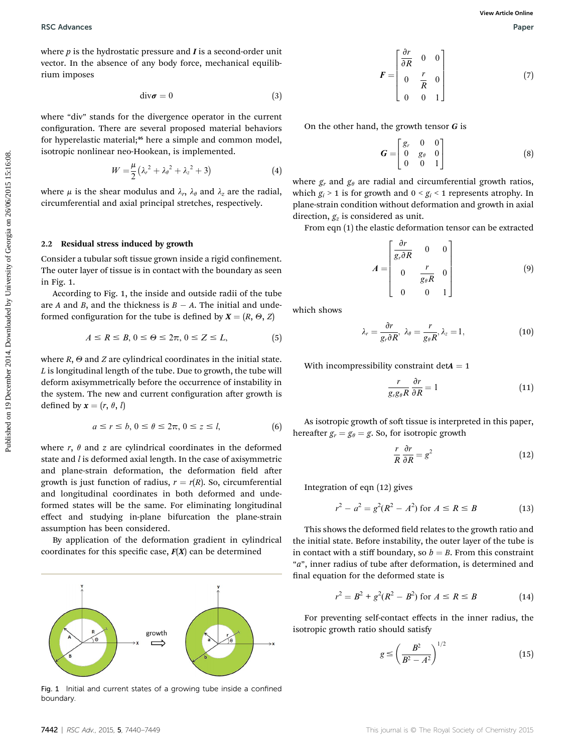where $p$ is the hydrostatic pressure and $\boldsymbol{I}$ is a second-order unit vector. In the absence of any body force, mechanical equilibrium imposes

$$\text{div}\boldsymbol{\sigma} = 0 \tag{3}$$

where "div" stands for the divergence operator in the current configuration. There are several proposed material behaviors for hyperelastic material;[46] here a simple and common model, isotropic nonlinear neo-Hookean, is implemented.

$$W = \frac{\mu}{2}\left(\lambda_r^{\,2} + \lambda_\theta^{\,2} + \lambda_z^{\,2} + 3\right) \tag{4}$$

where $\mu$ is the shear modulus and $\lambda_r$, $\lambda_\theta$ and $\lambda_z$ are the radial, circumferential and axial principal stretches, respectively.

### 2.2 Residual stress induced by growth

Consider a tubular soft tissue grown inside a rigid confinement. The outer layer of tissue is in contact with the boundary as seen in Fig. 1.

According to Fig. 1, the inside and outside radii of the tube are $A$ and $B$, and the thickness is $B - A$. The initial and undeformed configuration for the tube is defined by $\boldsymbol{X} = (R, \Theta, Z)$

$$A \leq R \leq B,\ 0 \leq \Theta \leq 2\pi,\ 0 \leq Z \leq L, \tag{5}$$

where $R$, $\Theta$ and $Z$ are cylindrical coordinates in the initial state. $L$ is longitudinal length of the tube. Due to growth, the tube will deform axisymmetrically before the occurrence of instability in the system. The new and current configuration after growth is defined by $\boldsymbol{x} = (r, \theta, l)$

$$a \leq r \leq b,\ 0 \leq \theta \leq 2\pi,\ 0 \leq z \leq l, \tag{6}$$

where $r$, $\theta$ and $z$ are cylindrical coordinates in the deformed state and $l$ is deformed axial length. In the case of axisymmetric and plane-strain deformation, the deformation field after growth is just function of radius, $r = r(R)$. So, circumferential and longitudinal coordinates in both deformed and undeformed states will be the same. For eliminating longitudinal effect and studying in-plane bifurcation the plane-strain assumption has been considered.

By application of the deformation gradient in cylindrical coordinates for this specific case, $\boldsymbol{F}(\boldsymbol{X})$ can be determined

Fig. 1 Initial and current states of a growing tube inside a confined boundary.

$$\boldsymbol{F} = \begin{bmatrix} \dfrac{\partial r}{\partial R} & 0 & 0 \\ 0 & \dfrac{r}{R} & 0 \\ 0 & 0 & 1 \end{bmatrix} \tag{7}$$

On the other hand, the growth tensor $\boldsymbol{G}$ is

$$\boldsymbol{G} = \begin{bmatrix} g_r & 0 & 0 \\ 0 & g_\theta & 0 \\ 0 & 0 & 1 \end{bmatrix} \tag{8}$$

where $g_r$ and $g_\theta$ are radial and circumferential growth ratios, which $g_i > 1$ is for growth and $0 < g_i < 1$ represents atrophy. In plane-strain condition without deformation and growth in axial direction, $g_z$ is considered as unit.

From eqn (1) the elastic deformation tensor can be extracted

$$\boldsymbol{A} = \begin{bmatrix} \dfrac{\partial r}{g_r \partial R} & 0 & 0 \\ 0 & \dfrac{r}{g_\theta R} & 0 \\ 0 & 0 & 1 \end{bmatrix} \tag{9}$$

which shows

$$\lambda_r = \frac{\partial r}{g_r \partial R},\ \lambda_\theta = \frac{r}{g_\theta R}, \lambda_z = 1, \tag{10}$$

With incompressibility constraint $\det\boldsymbol{A} = 1$

$$\frac{r}{g_r g_\theta R}\frac{\partial r}{\partial R} = 1 \tag{11}$$

As isotropic growth of soft tissue is interpreted in this paper, hereafter $g_r = g_\theta = g$. So, for isotropic growth

$$\frac{r}{R}\frac{\partial r}{\partial R} = g^2 \tag{12}$$

Integration of eqn (12) gives

$$r^2 - a^2 = g^2(R^2 - A^2)\ \text{for}\ A \leq R \leq B \tag{13}$$

This shows the deformed field relates to the growth ratio and the initial state. Before instability, the outer layer of the tube is in contact with a stiff boundary, so $b = B$. From this constraint "$a$", inner radius of tube after deformation, is determined and final equation for the deformed state is

$$r^2 = B^2 + g^2(R^2 - B^2)\ \text{for}\ A \leq R \leq B \tag{14}$$

For preventing self-contact effects in the inner radius, the isotropic growth ratio should satisfy

$$g \leq \left(\frac{B^2}{B^2 - A^2}\right)^{1/2} \tag{15}$$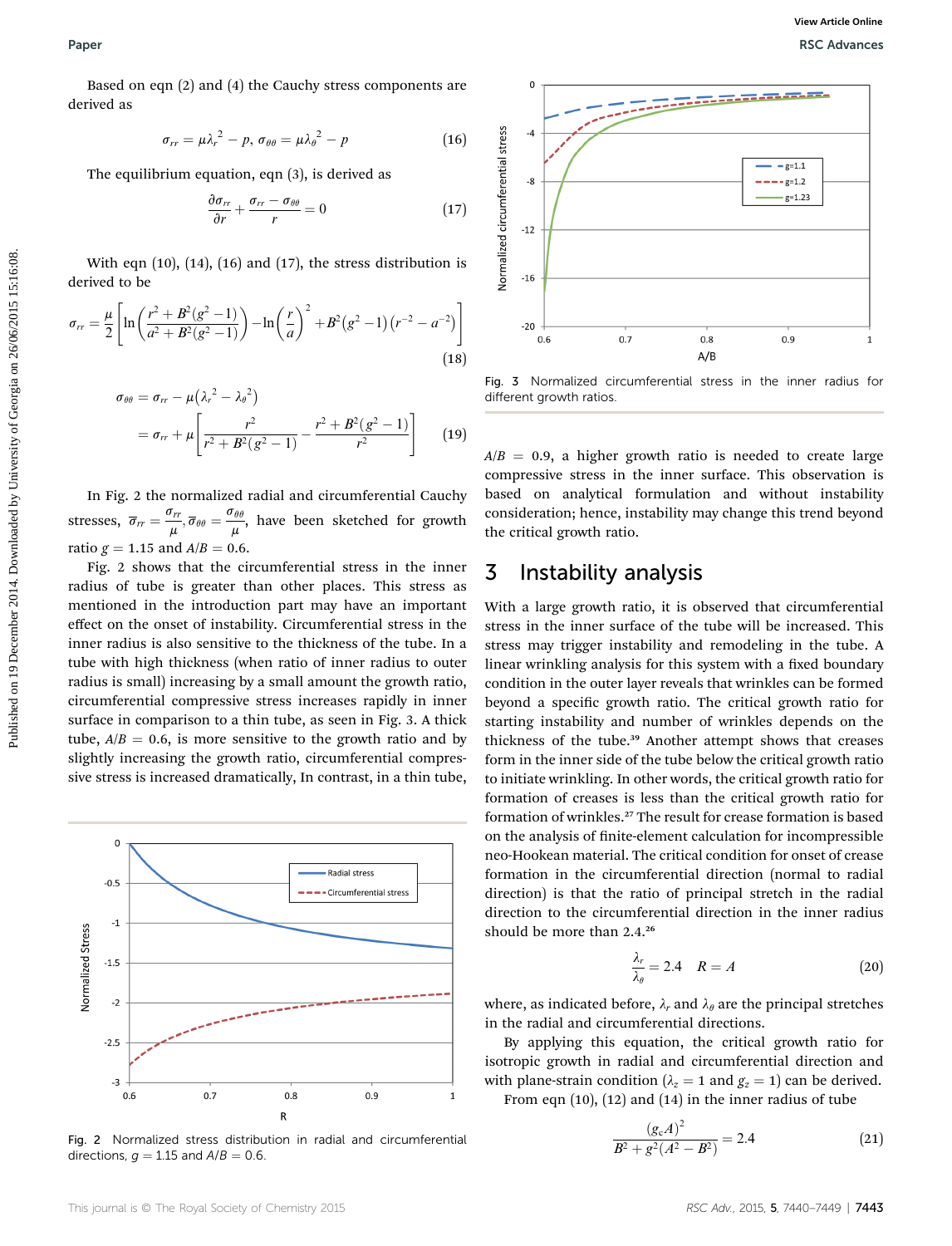Based on eqn (2) and (4) the Cauchy stress components are derived as

$$\sigma_{rr} = \mu\lambda_r^2 - p,\ \sigma_{\theta\theta} = \mu\lambda_\theta^2 - p \tag{16}$$

The equilibrium equation, eqn (3), is derived as

$$\frac{\partial\sigma_{rr}}{\partial r} + \frac{\sigma_{rr} - \sigma_{\theta\theta}}{r} = 0 \tag{17}$$

With eqn (10), (14), (16) and (17), the stress distribution is derived to be

$$\sigma_{rr} = \frac{\mu}{2}\left[\ln\left(\frac{r^2 + B^2(g^2-1)}{a^2 + B^2(g^2-1)}\right) - \ln\left(\frac{r}{a}\right)^2 + B^2(g^2-1)\left(r^{-2} - a^{-2}\right)\right] \tag{18}$$

$$\begin{aligned}\sigma_{\theta\theta} &= \sigma_{rr} - \mu\left(\lambda_r^2 - \lambda_\theta^2\right)\\ &= \sigma_{rr} + \mu\left[\frac{r^2}{r^2 + B^2(g^2-1)} - \frac{r^2 + B^2(g^2-1)}{r^2}\right]\end{aligned} \tag{19}$$

In Fig. 2 the normalized radial and circumferential Cauchy stresses, $\bar{\sigma}_{rr} = \frac{\sigma_{rr}}{\mu}, \bar{\sigma}_{\theta\theta} = \frac{\sigma_{\theta\theta}}{\mu}$, have been sketched for growth ratio $g = 1.15$ and $A/B = 0.6$.

Fig. 2 shows that the circumferential stress in the inner radius of tube is greater than other places. This stress as mentioned in the introduction part may have an important effect on the onset of instability. Circumferential stress in the inner radius is also sensitive to the thickness of the tube. In a tube with high thickness (when ratio of inner radius to outer radius is small) increasing by a small amount the growth ratio, circumferential compressive stress increases rapidly in inner surface in comparison to a thin tube, as seen in Fig. 3. A thick tube, $A/B = 0.6$, is more sensitive to the growth ratio and by slightly increasing the growth ratio, circumferential compressive stress is increased dramatically, In contrast, in a thin tube, $A/B = 0.9$, a higher growth ratio is needed to create large compressive stress in the inner surface. This observation is based on analytical formulation and without instability consideration; hence, instability may change this trend beyond the critical growth ratio.

Fig. 2 Normalized stress distribution in radial and circumferential directions, $g = 1.15$ and $A/B = 0.6$.

Fig. 3 Normalized circumferential stress in the inner radius for different growth ratios.

## 3 Instability analysis

With a large growth ratio, it is observed that circumferential stress in the inner surface of the tube will be increased. This stress may trigger instability and remodeling in the tube. A linear wrinkling analysis for this system with a fixed boundary condition in the outer layer reveals that wrinkles can be formed beyond a specific growth ratio. The critical growth ratio for starting instability and number of wrinkles depends on the thickness of the tube.[39] Another attempt shows that creases form in the inner side of the tube below the critical growth ratio to initiate wrinkling. In other words, the critical growth ratio for formation of creases is less than the critical growth ratio for formation of wrinkles.[27] The result for crease formation is based on the analysis of finite-element calculation for incompressible neo-Hookean material. The critical condition for onset of crease formation in the circumferential direction (normal to radial direction) is that the ratio of principal stretch in the radial direction to the circumferential direction in the inner radius should be more than 2.4.[26]

$$\frac{\lambda_r}{\lambda_\theta} = 2.4 \quad R = A \tag{20}$$

where, as indicated before, $\lambda_r$ and $\lambda_\theta$ are the principal stretches in the radial and circumferential directions.

By applying this equation, the critical growth ratio for isotropic growth in radial and circumferential direction and with plane-strain condition ($\lambda_z = 1$ and $g_z = 1$) can be derived.

From eqn (10), (12) and (14) in the inner radius of tube

$$\frac{(g_c A)^2}{B^2 + g^2(A^2 - B^2)} = 2.4 \tag{21}$$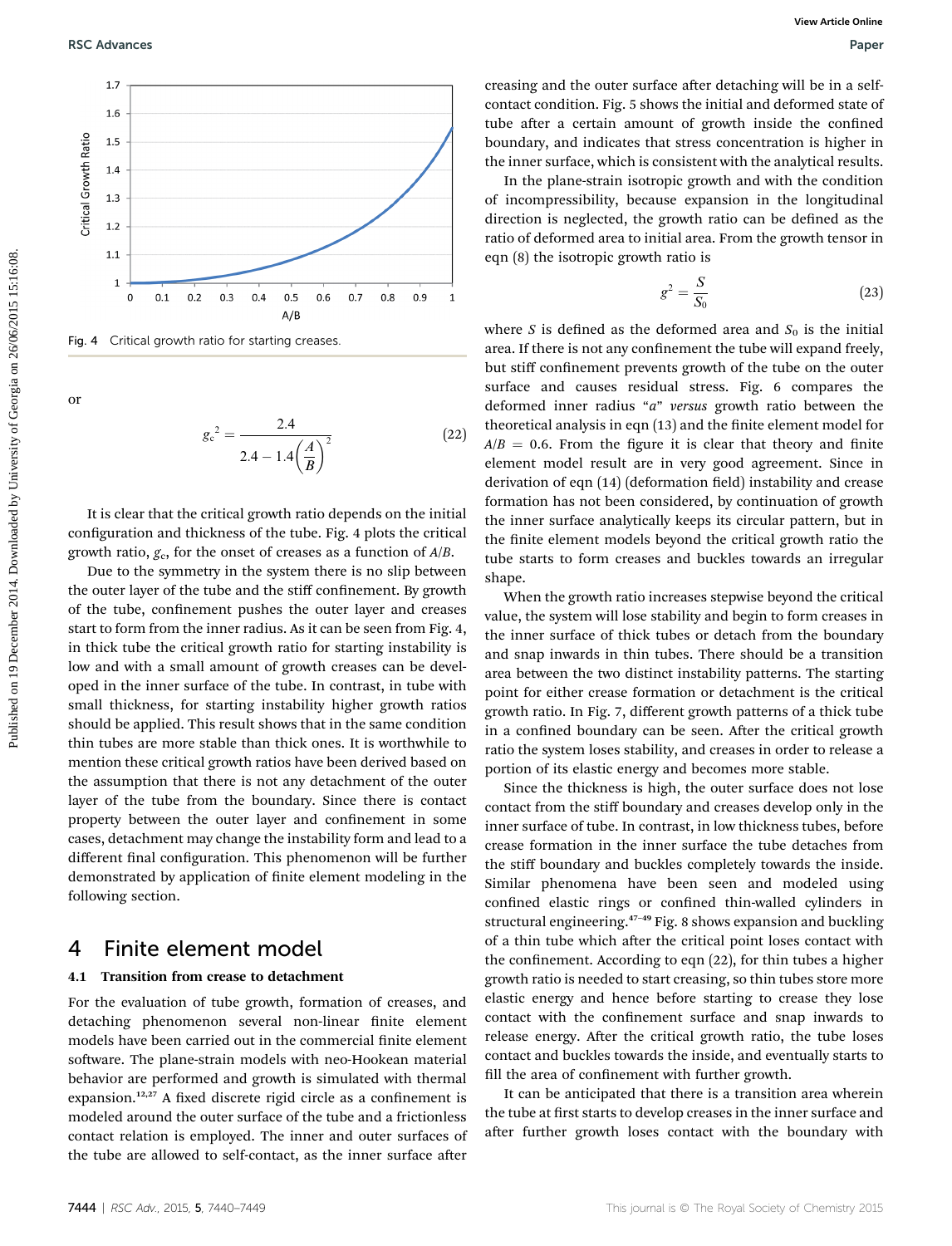Fig. 4 Critical growth ratio for starting creases.

or

$$g_c^2 = \frac{2.4}{2.4 - 1.4\left(\frac{A}{B}\right)^2} \tag{22}$$

It is clear that the critical growth ratio depends on the initial configuration and thickness of the tube. Fig. 4 plots the critical growth ratio, $g_c$, for the onset of creases as a function of $A/B$.

Due to the symmetry in the system there is no slip between the outer layer of the tube and the stiff confinement. By growth of the tube, confinement pushes the outer layer and creases start to form from the inner radius. As it can be seen from Fig. 4, in thick tube the critical growth ratio for starting instability is low and with a small amount of growth creases can be developed in the inner surface of the tube. In contrast, in tube with small thickness, for starting instability higher growth ratios should be applied. This result shows that in the same condition thin tubes are more stable than thick ones. It is worthwhile to mention these critical growth ratios have been derived based on the assumption that there is not any detachment of the outer layer of the tube from the boundary. Since there is contact property between the outer layer and confinement in some cases, detachment may change the instability form and lead to a different final configuration. This phenomenon will be further demonstrated by application of finite element modeling in the following section.

# 4 Finite element model

## 4.1 Transition from crease to detachment

For the evaluation of tube growth, formation of creases, and detaching phenomenon several non-linear finite element models have been carried out in the commercial finite element software. The plane-strain models with neo-Hookean material behavior are performed and growth is simulated with thermal expansion.[12,27] A fixed discrete rigid circle as a confinement is modeled around the outer surface of the tube and a frictionless contact relation is employed. The inner and outer surfaces of the tube are allowed to self-contact, as the inner surface after creasing and the outer surface after detaching will be in a self-contact condition. Fig. 5 shows the initial and deformed state of tube after a certain amount of growth inside the confined boundary, and indicates that stress concentration is higher in the inner surface, which is consistent with the analytical results.

In the plane-strain isotropic growth and with the condition of incompressibility, because expansion in the longitudinal direction is neglected, the growth ratio can be defined as the ratio of deformed area to initial area. From the growth tensor in eqn (8) the isotropic growth ratio is

$$g^2 = \frac{S}{S_0} \tag{23}$$

where $S$ is defined as the deformed area and $S_0$ is the initial area. If there is not any confinement the tube will expand freely, but stiff confinement prevents growth of the tube on the outer surface and causes residual stress. Fig. 6 compares the deformed inner radius "$a$" *versus* growth ratio between the theoretical analysis in eqn (13) and the finite element model for $A/B = 0.6$. From the figure it is clear that theory and finite element model result are in very good agreement. Since in derivation of eqn (14) (deformation field) instability and crease formation has not been considered, by continuation of growth the inner surface analytically keeps its circular pattern, but in the finite element models beyond the critical growth ratio the tube starts to form creases and buckles towards an irregular shape.

When the growth ratio increases stepwise beyond the critical value, the system will lose stability and begin to form creases in the inner surface of thick tubes or detach from the boundary and snap inwards in thin tubes. There should be a transition area between the two distinct instability patterns. The starting point for either crease formation or detachment is the critical growth ratio. In Fig. 7, different growth patterns of a thick tube in a confined boundary can be seen. After the critical growth ratio the system loses stability, and creases in order to release a portion of its elastic energy and becomes more stable.

Since the thickness is high, the outer surface does not lose contact from the stiff boundary and creases develop only in the inner surface of tube. In contrast, in low thickness tubes, before crease formation in the inner surface the tube detaches from the stiff boundary and buckles completely towards the inside. Similar phenomena have been seen and modeled using confined elastic rings or confined thin-walled cylinders in structural engineering.[47–49] Fig. 8 shows expansion and buckling of a thin tube which after the critical point loses contact with the confinement. According to eqn (22), for thin tubes a higher growth ratio is needed to start creasing, so thin tubes store more elastic energy and hence before starting to crease they lose contact with the confinement surface and snap inwards to release energy. After the critical growth ratio, the tube loses contact and buckles towards the inside, and eventually starts to fill the area of confinement with further growth.

It can be anticipated that there is a transition area wherein the tube at first starts to develop creases in the inner surface and after further growth loses contact with the boundary with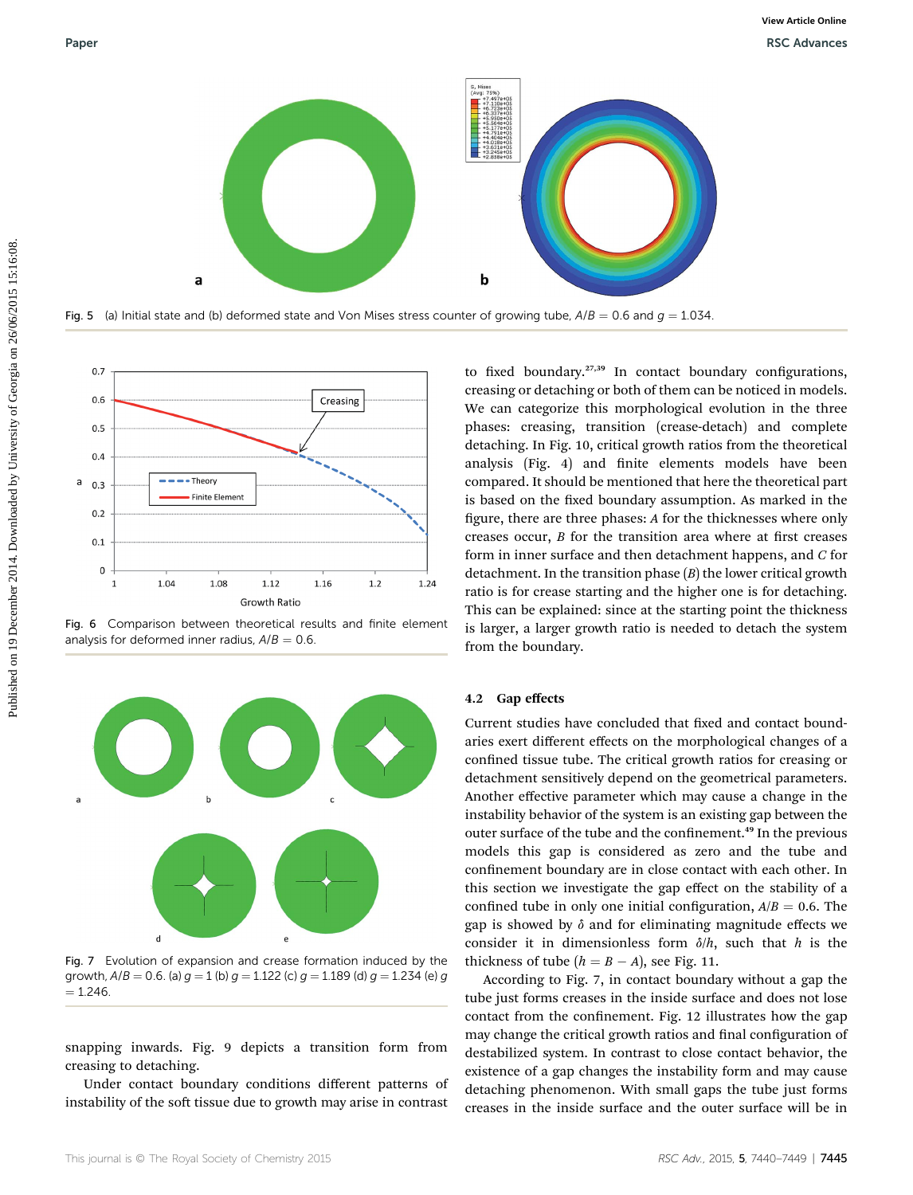Fig. 5 (a) Initial state and (b) deformed state and Von Mises stress counter of growing tube, $A/B = 0.6$ and $g = 1.034$.

Fig. 6 Comparison between theoretical results and finite element analysis for deformed inner radius, $A/B = 0.6$.

Fig. 7 Evolution of expansion and crease formation induced by the growth, $A/B = 0.6$. (a) $g = 1$ (b) $g = 1.122$ (c) $g = 1.189$ (d) $g = 1.234$ (e) $g = 1.246$.

snapping inwards. Fig. 9 depicts a transition form from creasing to detaching.

Under contact boundary conditions different patterns of instability of the soft tissue due to growth may arise in contrast to fixed boundary.[27,39] In contact boundary configurations, creasing or detaching or both of them can be noticed in models. We can categorize this morphological evolution in the three phases: creasing, transition (crease-detach) and complete detaching. In Fig. 10, critical growth ratios from the theoretical analysis (Fig. 4) and finite elements models have been compared. It should be mentioned that here the theoretical part is based on the fixed boundary assumption. As marked in the figure, there are three phases: $A$ for the thicknesses where only creases occur, $B$ for the transition area where at first creases form in inner surface and then detachment happens, and $C$ for detachment. In the transition phase ($B$) the lower critical growth ratio is for crease starting and the higher one is for detaching. This can be explained: since at the starting point the thickness is larger, a larger growth ratio is needed to detach the system from the boundary.

### 4.2 Gap effects

Current studies have concluded that fixed and contact boundaries exert different effects on the morphological changes of a confined tissue tube. The critical growth ratios for creasing or detachment sensitively depend on the geometrical parameters. Another effective parameter which may cause a change in the instability behavior of the system is an existing gap between the outer surface of the tube and the confinement.[49] In the previous models this gap is considered as zero and the tube and confinement boundary are in close contact with each other. In this section we investigate the gap effect on the stability of a confined tube in only one initial configuration, $A/B = 0.6$. The gap is showed by $\delta$ and for eliminating magnitude effects we consider it in dimensionless form $\delta/h$, such that $h$ is the thickness of tube ($h = B - A$), see Fig. 11.

According to Fig. 7, in contact boundary without a gap the tube just forms creases in the inside surface and does not lose contact from the confinement. Fig. 12 illustrates how the gap may change the critical growth ratios and final configuration of destabilized system. In contrast to close contact behavior, the existence of a gap changes the instability form and may cause detaching phenomenon. With small gaps the tube just forms creases in the inside surface and the outer surface will be in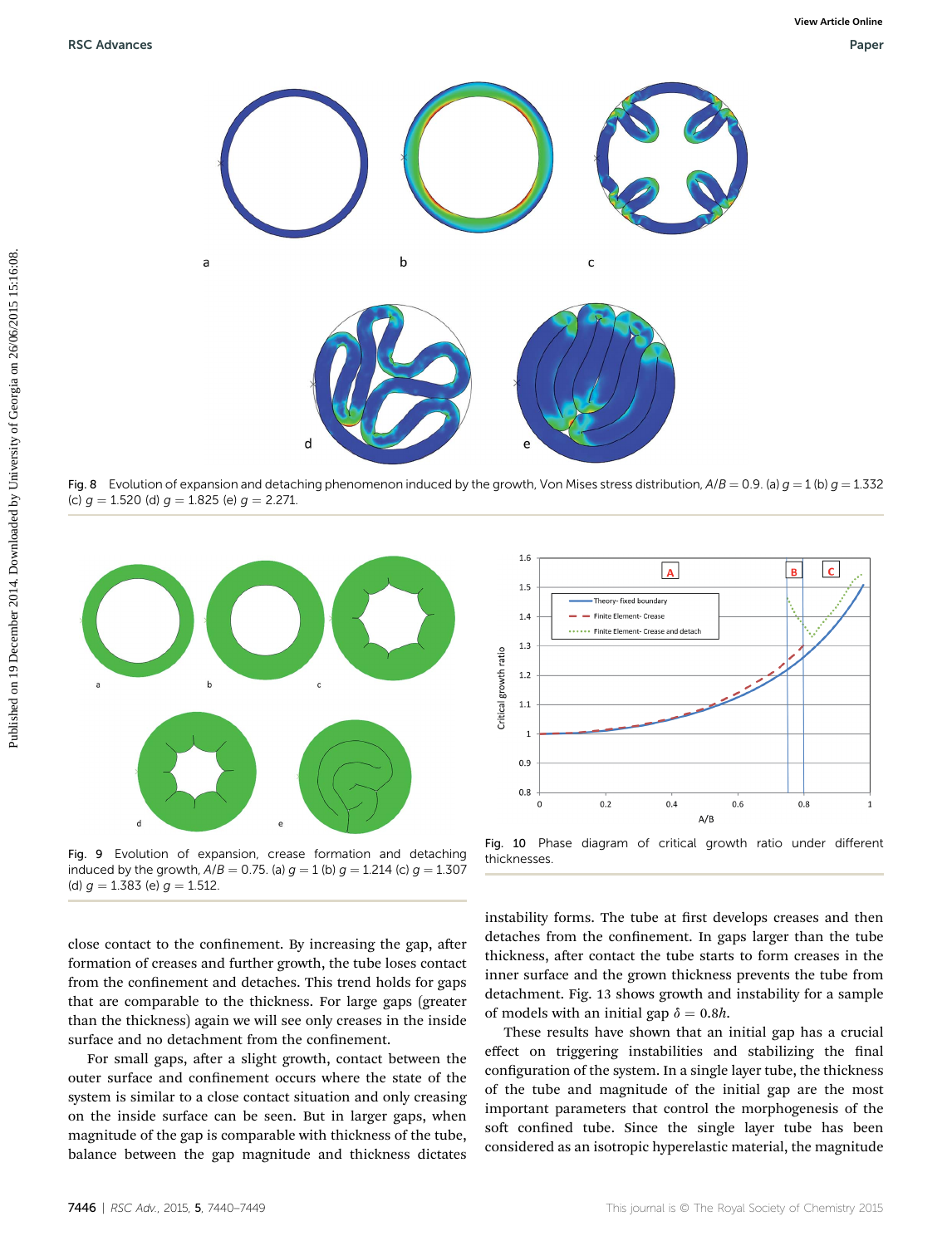Fig. 8 Evolution of expansion and detaching phenomenon induced by the growth, Von Mises stress distribution, $A/B = 0.9$. (a) $g = 1$ (b) $g = 1.332$ (c) $g = 1.520$ (d) $g = 1.825$ (e) $g = 2.271$.

Fig. 9 Evolution of expansion, crease formation and detaching induced by the growth, $A/B = 0.75$. (a) $g = 1$ (b) $g = 1.214$ (c) $g = 1.307$ (d) $g = 1.383$ (e) $g = 1.512$.

Fig. 10 Phase diagram of critical growth ratio under different thicknesses.

close contact to the confinement. By increasing the gap, after formation of creases and further growth, the tube loses contact from the confinement and detaches. This trend holds for gaps that are comparable to the thickness. For large gaps (greater than the thickness) again we will see only creases in the inside surface and no detachment from the confinement.

For small gaps, after a slight growth, contact between the outer surface and confinement occurs where the state of the system is similar to a close contact situation and only creasing on the inside surface can be seen. But in larger gaps, when magnitude of the gap is comparable with thickness of the tube, balance between the gap magnitude and thickness dictates instability forms. The tube at first develops creases and then detaches from the confinement. In gaps larger than the tube thickness, after contact the tube starts to form creases in the inner surface and the grown thickness prevents the tube from detachment. Fig. 13 shows growth and instability for a sample of models with an initial gap $\delta = 0.8h$.

These results have shown that an initial gap has a crucial effect on triggering instabilities and stabilizing the final configuration of the system. In a single layer tube, the thickness of the tube and magnitude of the initial gap are the most important parameters that control the morphogenesis of the soft confined tube. Since the single layer tube has been considered as an isotropic hyperelastic material, the magnitude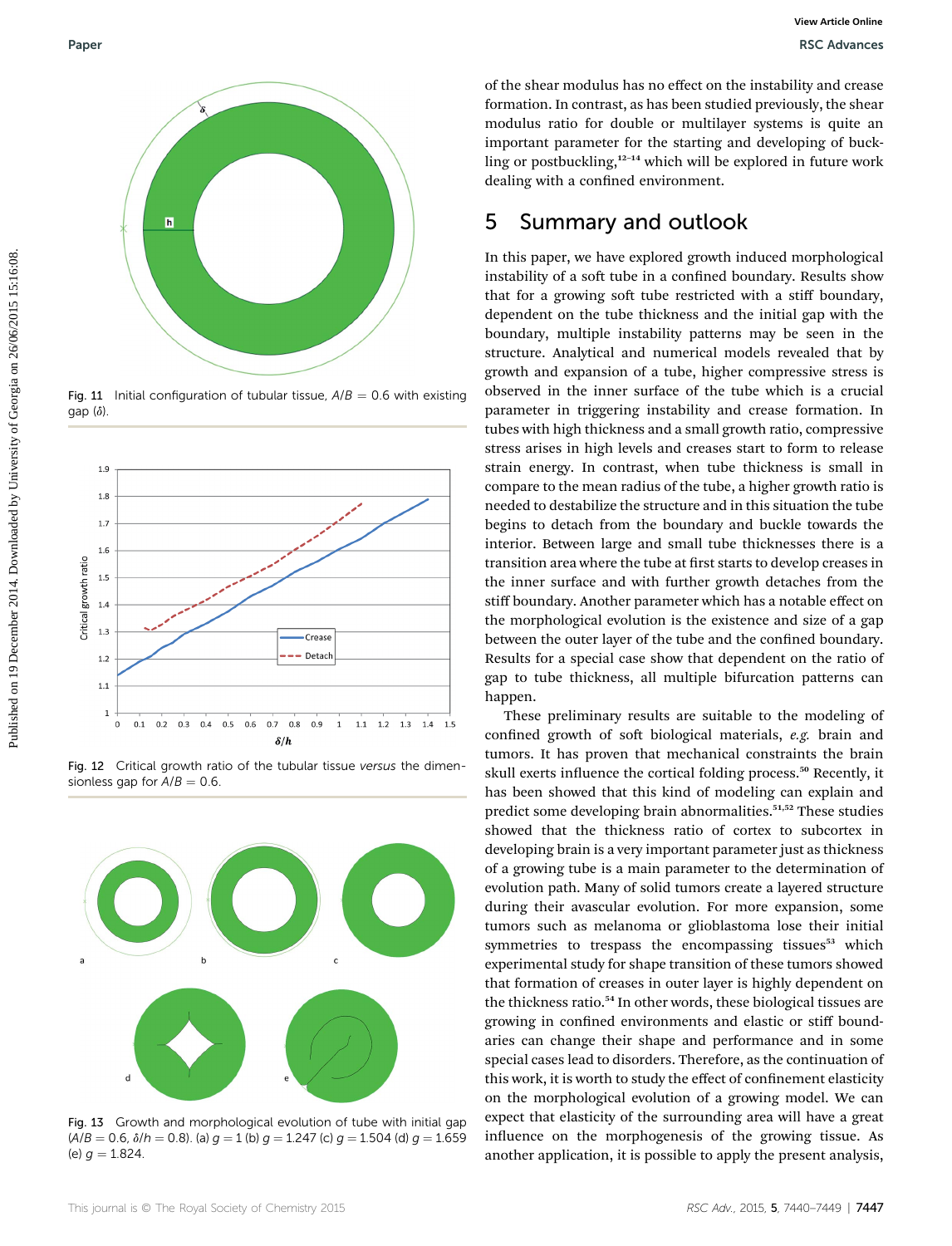Fig. 11 Initial configuration of tubular tissue, $A/B = 0.6$ with existing gap ($\delta$).

Fig. 12 Critical growth ratio of the tubular tissue *versus* the dimensionless gap for $A/B = 0.6$.

Fig. 13 Growth and morphological evolution of tube with initial gap ($A/B = 0.6$, $\delta/h = 0.8$). (a) $g = 1$ (b) $g = 1.247$ (c) $g = 1.504$ (d) $g = 1.659$ (e) $g = 1.824$.

of the shear modulus has no effect on the instability and crease formation. In contrast, as has been studied previously, the shear modulus ratio for double or multilayer systems is quite an important parameter for the starting and developing of buckling or postbuckling,[12–14] which will be explored in future work dealing with a confined environment.

## 5 Summary and outlook

In this paper, we have explored growth induced morphological instability of a soft tube in a confined boundary. Results show that for a growing soft tube restricted with a stiff boundary, dependent on the tube thickness and the initial gap with the boundary, multiple instability patterns may be seen in the structure. Analytical and numerical models revealed that by growth and expansion of a tube, higher compressive stress is observed in the inner surface of the tube which is a crucial parameter in triggering instability and crease formation. In tubes with high thickness and a small growth ratio, compressive stress arises in high levels and creases start to form to release strain energy. In contrast, when tube thickness is small in compare to the mean radius of the tube, a higher growth ratio is needed to destabilize the structure and in this situation the tube begins to detach from the boundary and buckle towards the interior. Between large and small tube thicknesses there is a transition area where the tube at first starts to develop creases in the inner surface and with further growth detaches from the stiff boundary. Another parameter which has a notable effect on the morphological evolution is the existence and size of a gap between the outer layer of the tube and the confined boundary. Results for a special case show that dependent on the ratio of gap to tube thickness, all multiple bifurcation patterns can happen.

These preliminary results are suitable to the modeling of confined growth of soft biological materials, *e.g.* brain and tumors. It has proven that mechanical constraints the brain skull exerts influence the cortical folding process.[50] Recently, it has been showed that this kind of modeling can explain and predict some developing brain abnormalities.[51,52] These studies showed that the thickness ratio of cortex to subcortex in developing brain is a very important parameter just as thickness of a growing tube is a main parameter to the determination of evolution path. Many of solid tumors create a layered structure during their avascular evolution. For more expansion, some tumors such as melanoma or glioblastoma lose their initial symmetries to trespass the encompassing tissues[53] which experimental study for shape transition of these tumors showed that formation of creases in outer layer is highly dependent on the thickness ratio.[54] In other words, these biological tissues are growing in confined environments and elastic or stiff boundaries can change their shape and performance and in some special cases lead to disorders. Therefore, as the continuation of this work, it is worth to study the effect of confinement elasticity on the morphological evolution of a growing model. We can expect that elasticity of the surrounding area will have a great influence on the morphogenesis of the growing tissue. As another application, it is possible to apply the present analysis,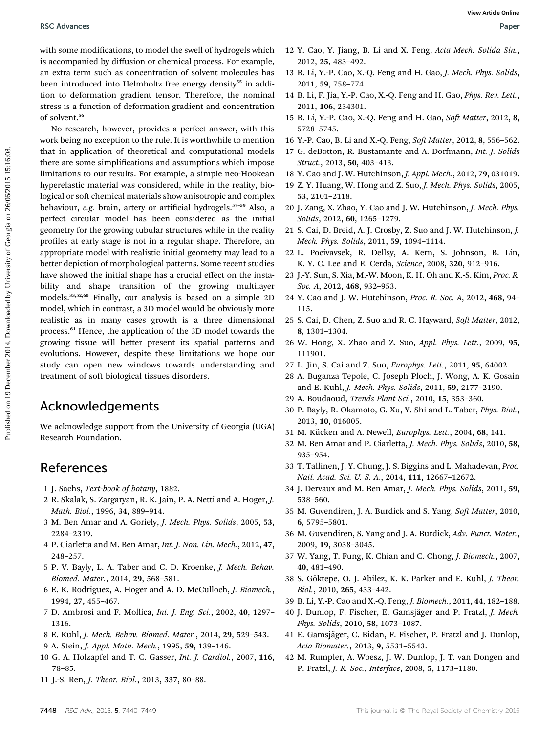with some modifications, to model the swell of hydrogels which is accompanied by diffusion or chemical process. For example, an extra term such as concentration of solvent molecules has been introduced into Helmholtz free energy density[55] in addition to deformation gradient tensor. Therefore, the nominal stress is a function of deformation gradient and concentration of solvent.[56]

No research, however, provides a perfect answer, with this work being no exception to the rule. It is worthwhile to mention that in application of theoretical and computational models there are some simplifications and assumptions which impose limitations to our results. For example, a simple neo-Hookean hyperelastic material was considered, while in the reality, biological or soft chemical materials show anisotropic and complex behaviour, *e.g.* brain, artery or artificial hydrogels.[57–59] Also, a perfect circular model has been considered as the initial geometry for the growing tubular structures while in the reality profiles at early stage is not in a regular shape. Therefore, an appropriate model with realistic initial geometry may lead to a better depiction of morphological patterns. Some recent studies have showed the initial shape has a crucial effect on the instability and shape transition of the growing multilayer models.[33,52,60] Finally, our analysis is based on a simple 2D model, which in contrast, a 3D model would be obviously more realistic as in many cases growth is a three dimensional process.[61] Hence, the application of the 3D model towards the growing tissue will better present its spatial patterns and evolutions. However, despite these limitations we hope our study can open new windows towards understanding and treatment of soft biological tissues disorders.

## Acknowledgements

We acknowledge support from the University of Georgia (UGA) Research Foundation.

## References

1 J. Sachs, *Text-book of botany*, 1882.
2 R. Skalak, S. Zargaryan, R. K. Jain, P. A. Netti and A. Hoger, *J. Math. Biol.*, 1996, **34**, 889–914.
3 M. Ben Amar and A. Goriely, *J. Mech. Phys. Solids*, 2005, **53**, 2284–2319.
4 P. Ciarletta and M. Ben Amar, *Int. J. Non. Lin. Mech.*, 2012, **47**, 248–257.
5 P. V. Bayly, L. A. Taber and C. D. Kroenke, *J. Mech. Behav. Biomed. Mater.*, 2014, **29**, 568–581.
6 E. K. Rodriguez, A. Hoger and A. D. McCulloch, *J. Biomech.*, 1994, **27**, 455–467.
7 D. Ambrosi and F. Mollica, *Int. J. Eng. Sci.*, 2002, **40**, 1297–1316.
8 E. Kuhl, *J. Mech. Behav. Biomed. Mater.*, 2014, **29**, 529–543.
9 A. Stein, *J. Appl. Math. Mech.*, 1995, **59**, 139–146.
10 G. A. Holzapfel and T. C. Gasser, *Int. J. Cardiol.*, 2007, **116**, 78–85.
11 J.-S. Ren, *J. Theor. Biol.*, 2013, **337**, 80–88.
12 Y. Cao, Y. Jiang, B. Li and X. Feng, *Acta Mech. Solida Sin.*, 2012, **25**, 483–492.
13 B. Li, Y.-P. Cao, X.-Q. Feng and H. Gao, *J. Mech. Phys. Solids*, 2011, **59**, 758–774.
14 B. Li, F. Jia, Y.-P. Cao, X.-Q. Feng and H. Gao, *Phys. Rev. Lett.*, 2011, **106**, 234301.
15 B. Li, Y.-P. Cao, X.-Q. Feng and H. Gao, *Soft Matter*, 2012, **8**, 5728–5745.
16 Y.-P. Cao, B. Li and X.-Q. Feng, *Soft Matter*, 2012, **8**, 556–562.
17 G. deBotton, R. Bustamante and A. Dorfmann, *Int. J. Solids Struct.*, 2013, **50**, 403–413.
18 Y. Cao and J. W. Hutchinson, *J. Appl. Mech.*, 2012, **79**, 031019.
19 Z. Y. Huang, W. Hong and Z. Suo, *J. Mech. Phys. Solids*, 2005, **53**, 2101–2118.
20 J. Zang, X. Zhao, Y. Cao and J. W. Hutchinson, *J. Mech. Phys. Solids*, 2012, **60**, 1265–1279.
21 S. Cai, D. Breid, A. J. Crosby, Z. Suo and J. W. Hutchinson, *J. Mech. Phys. Solids*, 2011, **59**, 1094–1114.
22 L. Pocivavsek, R. Dellsy, A. Kern, S. Johnson, B. Lin, K. Y. C. Lee and E. Cerda, *Science*, 2008, **320**, 912–916.
23 J.-Y. Sun, S. Xia, M.-W. Moon, K. H. Oh and K.-S. Kim, *Proc. R. Soc. A*, 2012, **468**, 932–953.
24 Y. Cao and J. W. Hutchinson, *Proc. R. Soc. A*, 2012, **468**, 94–115.
25 S. Cai, D. Chen, Z. Suo and R. C. Hayward, *Soft Matter*, 2012, **8**, 1301–1304.
26 W. Hong, X. Zhao and Z. Suo, *Appl. Phys. Lett.*, 2009, **95**, 111901.
27 L. Jin, S. Cai and Z. Suo, *Europhys. Lett.*, 2011, **95**, 64002.
28 A. Buganza Tepole, C. Joseph Ploch, J. Wong, A. K. Gosain and E. Kuhl, *J. Mech. Phys. Solids*, 2011, **59**, 2177–2190.
29 A. Boudaoud, *Trends Plant Sci.*, 2010, **15**, 353–360.
30 P. Bayly, R. Okamoto, G. Xu, Y. Shi and L. Taber, *Phys. Biol.*, 2013, **10**, 016005.
31 M. Kücken and A. Newell, *Europhys. Lett.*, 2004, **68**, 141.
32 M. Ben Amar and P. Ciarletta, *J. Mech. Phys. Solids*, 2010, **58**, 935–954.
33 T. Tallinen, J. Y. Chung, J. S. Biggins and L. Mahadevan, *Proc. Natl. Acad. Sci. U. S. A.*, 2014, **111**, 12667–12672.
34 J. Dervaux and M. Ben Amar, *J. Mech. Phys. Solids*, 2011, **59**, 538–560.
35 M. Guvendiren, J. A. Burdick and S. Yang, *Soft Matter*, 2010, **6**, 5795–5801.
36 M. Guvendiren, S. Yang and J. A. Burdick, *Adv. Funct. Mater.*, 2009, **19**, 3038–3045.
37 W. Yang, T. Fung, K. Chian and C. Chong, *J. Biomech.*, 2007, **40**, 481–490.
38 S. Göktepe, O. J. Abilez, K. K. Parker and E. Kuhl, *J. Theor. Biol.*, 2010, **265**, 433–442.
39 B. Li, Y.-P. Cao and X.-Q. Feng, *J. Biomech.*, 2011, **44**, 182–188.
40 J. Dunlop, F. Fischer, E. Gamsjäger and P. Fratzl, *J. Mech. Phys. Solids*, 2010, **58**, 1073–1087.
41 E. Gamsjäger, C. Bidan, F. Fischer, P. Fratzl and J. Dunlop, *Acta Biomater.*, 2013, **9**, 5531–5543.
42 M. Rumpler, A. Woesz, J. W. Dunlop, J. T. van Dongen and P. Fratzl, *J. R. Soc., Interface*, 2008, **5**, 1173–1180.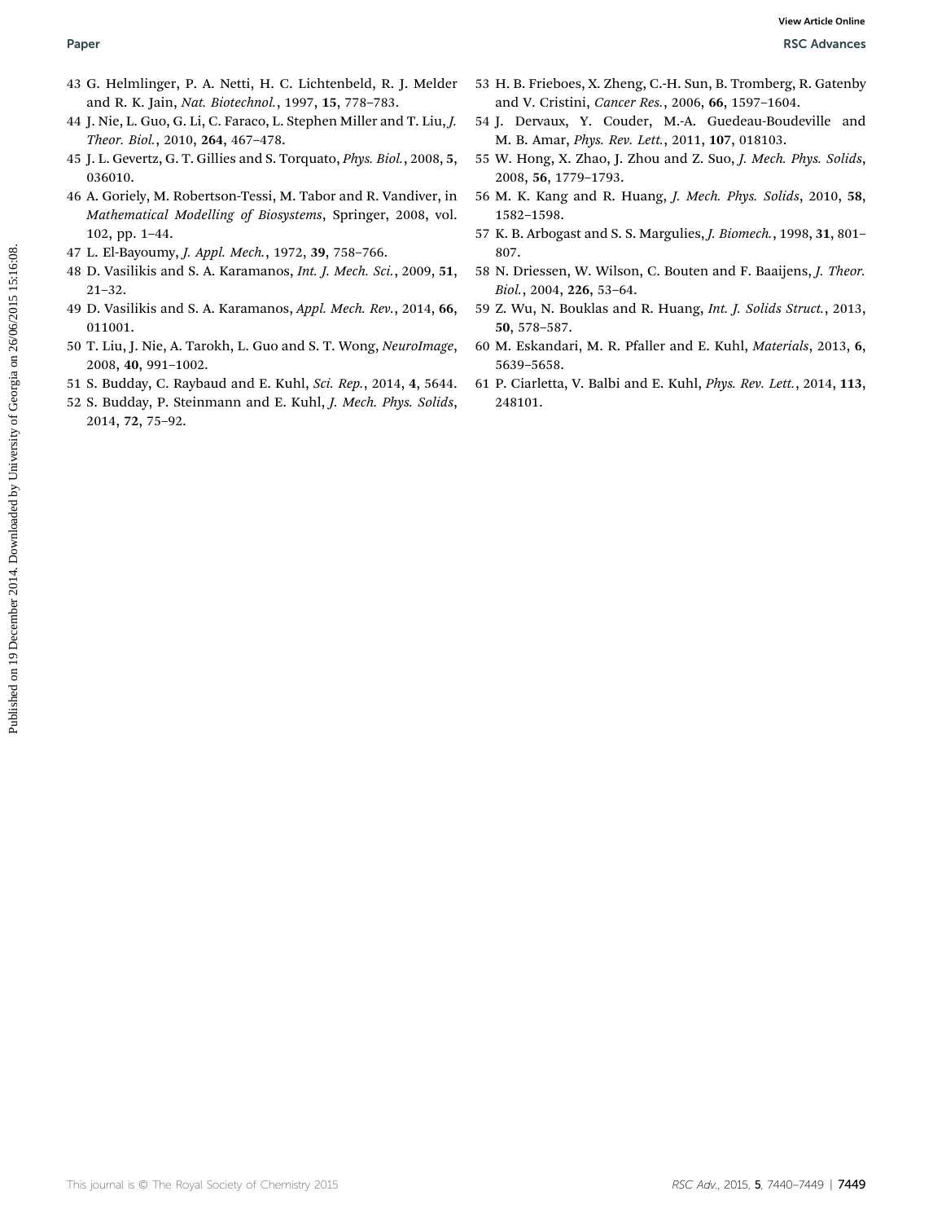43 G. Helmlinger, P. A. Netti, H. C. Lichtenbeld, R. J. Melder and R. K. Jain, *Nat. Biotechnol.*, 1997, **15**, 778–783.

44 J. Nie, L. Guo, G. Li, C. Faraco, L. Stephen Miller and T. Liu, *J. Theor. Biol.*, 2010, **264**, 467–478.

45 J. L. Gevertz, G. T. Gillies and S. Torquato, *Phys. Biol.*, 2008, **5**, 036010.

46 A. Goriely, M. Robertson-Tessi, M. Tabor and R. Vandiver, in *Mathematical Modelling of Biosystems*, Springer, 2008, vol. 102, pp. 1–44.

47 L. El-Bayoumy, *J. Appl. Mech.*, 1972, **39**, 758–766.

48 D. Vasilikis and S. A. Karamanos, *Int. J. Mech. Sci.*, 2009, **51**, 21–32.

49 D. Vasilikis and S. A. Karamanos, *Appl. Mech. Rev.*, 2014, **66**, 011001.

50 T. Liu, J. Nie, A. Tarokh, L. Guo and S. T. Wong, *NeuroImage*, 2008, **40**, 991–1002.

51 S. Budday, C. Raybaud and E. Kuhl, *Sci. Rep.*, 2014, **4**, 5644.

52 S. Budday, P. Steinmann and E. Kuhl, *J. Mech. Phys. Solids*, 2014, **72**, 75–92.

53 H. B. Frieboes, X. Zheng, C.-H. Sun, B. Tromberg, R. Gatenby and V. Cristini, *Cancer Res.*, 2006, **66**, 1597–1604.

54 J. Dervaux, Y. Couder, M.-A. Guedeau-Boudeville and M. B. Amar, *Phys. Rev. Lett.*, 2011, **107**, 018103.

55 W. Hong, X. Zhao, J. Zhou and Z. Suo, *J. Mech. Phys. Solids*, 2008, **56**, 1779–1793.

56 M. K. Kang and R. Huang, *J. Mech. Phys. Solids*, 2010, **58**, 1582–1598.

57 K. B. Arbogast and S. S. Margulies, *J. Biomech.*, 1998, **31**, 801–807.

58 N. Driessen, W. Wilson, C. Bouten and F. Baaijens, *J. Theor. Biol.*, 2004, **226**, 53–64.

59 Z. Wu, N. Bouklas and R. Huang, *Int. J. Solids Struct.*, 2013, **50**, 578–587.

60 M. Eskandari, M. R. Pfaller and E. Kuhl, *Materials*, 2013, **6**, 5639–5658.

61 P. Ciarletta, V. Balbi and E. Kuhl, *Phys. Rev. Lett.*, 2014, **113**, 248101.